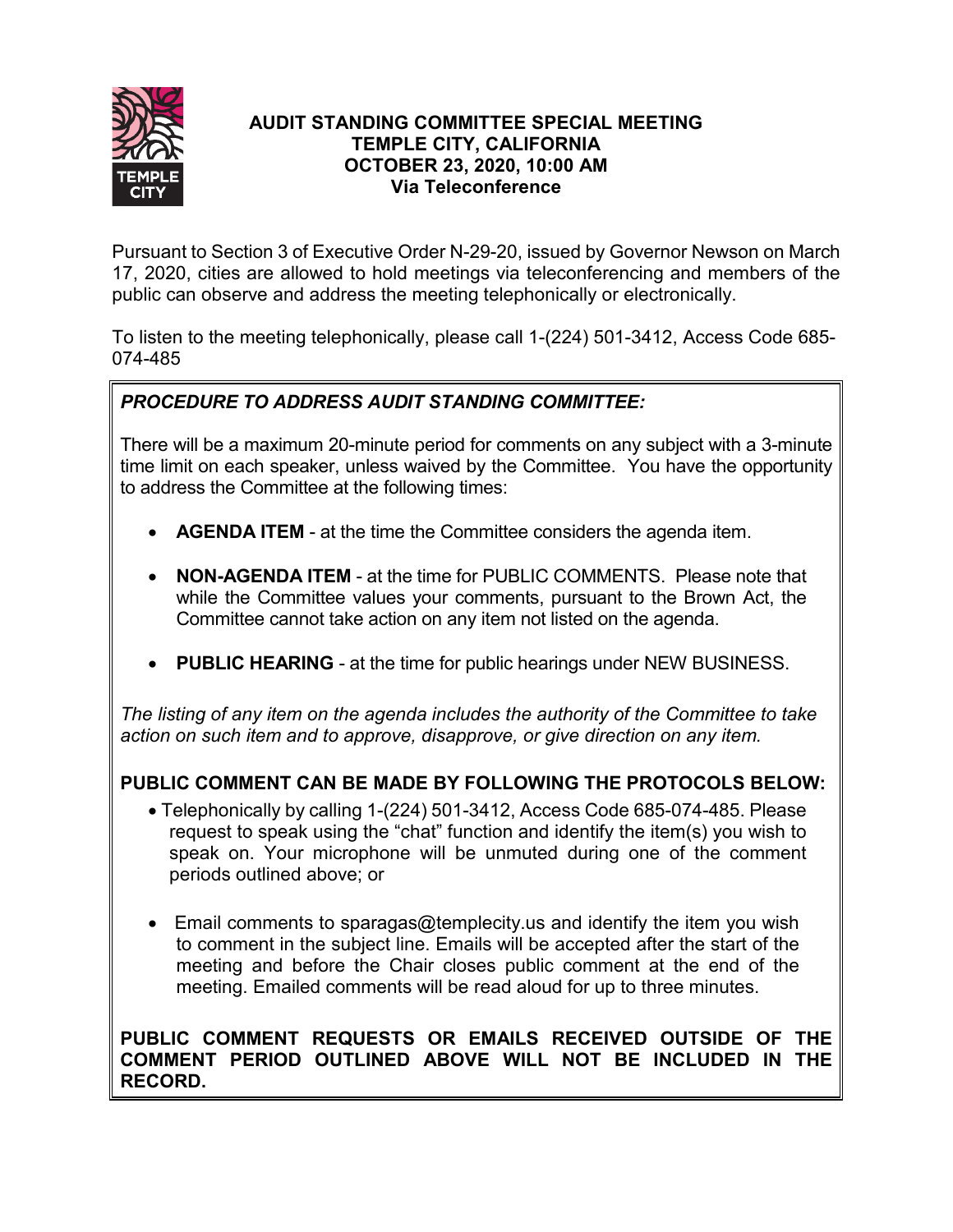# AUDIT STANDING COMMITTEE SPECIAL MEETING
## TEMPLE CITY, CALIFORNIA
## OCTOBER 23, 2020, 10:00 AM
## Via Teleconference

Pursuant to Section 3 of Executive Order N-29-20, issued by Governor Newson on March 17, 2020, cities are allowed to hold meetings via teleconferencing and members of the public can observe and address the meeting telephonically or electronically.

To listen to the meeting telephonically, please call 1-(224) 501-3412, Access Code 685-074-485

***PROCEDURE TO ADDRESS AUDIT STANDING COMMITTEE:***

There will be a maximum 20-minute period for comments on any subject with a 3-minute time limit on each speaker, unless waived by the Committee. You have the opportunity to address the Committee at the following times:

- **AGENDA ITEM** - at the time the Committee considers the agenda item.
- **NON-AGENDA ITEM** - at the time for PUBLIC COMMENTS. Please note that while the Committee values your comments, pursuant to the Brown Act, the Committee cannot take action on any item not listed on the agenda.
- **PUBLIC HEARING** - at the time for public hearings under NEW BUSINESS.

*The listing of any item on the agenda includes the authority of the Committee to take action on such item and to approve, disapprove, or give direction on any item.*

**PUBLIC COMMENT CAN BE MADE BY FOLLOWING THE PROTOCOLS BELOW:**

- Telephonically by calling 1-(224) 501-3412, Access Code 685-074-485. Please request to speak using the "chat" function and identify the item(s) you wish to speak on. Your microphone will be unmuted during one of the comment periods outlined above; or
- Email comments to sparagas@templecity.us and identify the item you wish to comment in the subject line. Emails will be accepted after the start of the meeting and before the Chair closes public comment at the end of the meeting. Emailed comments will be read aloud for up to three minutes.

**PUBLIC COMMENT REQUESTS OR EMAILS RECEIVED OUTSIDE OF THE COMMENT PERIOD OUTLINED ABOVE WILL NOT BE INCLUDED IN THE RECORD.**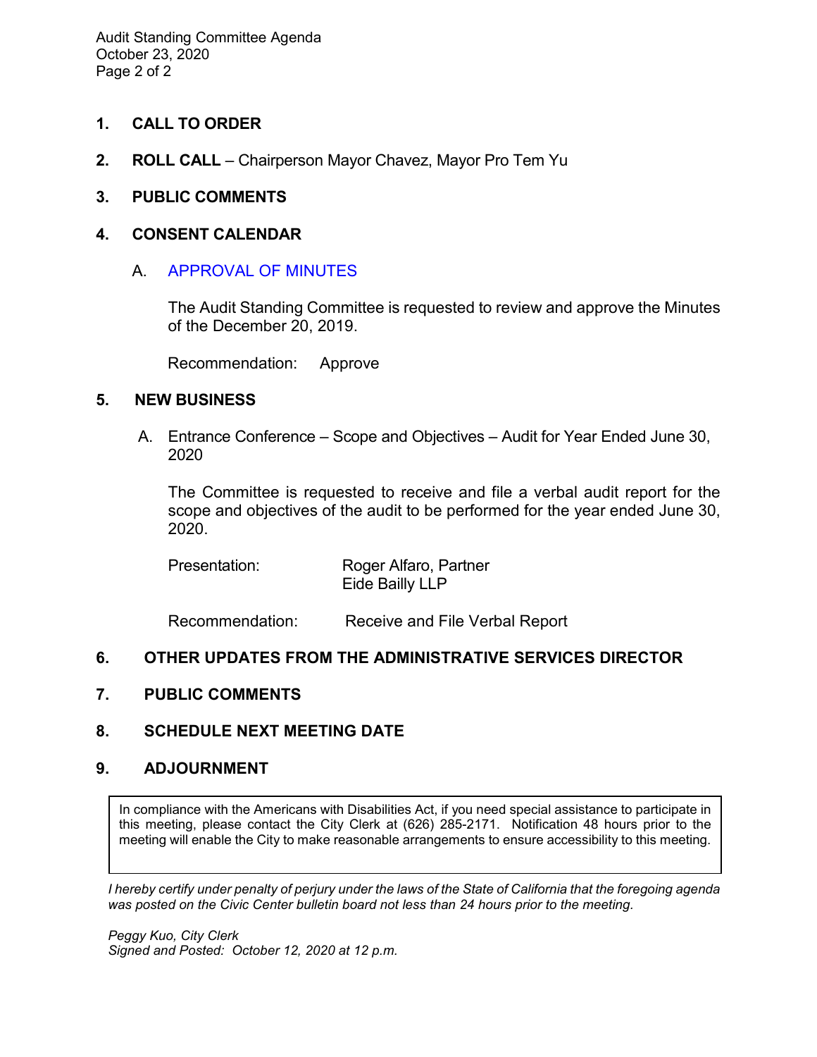**1. CALL TO ORDER**

**2. ROLL CALL** – Chairperson Mayor Chavez, Mayor Pro Tem Yu

**3. PUBLIC COMMENTS**

**4. CONSENT CALENDAR**

A. APPROVAL OF MINUTES

The Audit Standing Committee is requested to review and approve the Minutes of the December 20, 2019.

Recommendation: Approve

**5. NEW BUSINESS**

A. Entrance Conference – Scope and Objectives – Audit for Year Ended June 30, 2020

The Committee is requested to receive and file a verbal audit report for the scope and objectives of the audit to be performed for the year ended June 30, 2020.

Presentation: Roger Alfaro, Partner
Eide Bailly LLP

Recommendation: Receive and File Verbal Report

**6. OTHER UPDATES FROM THE ADMINISTRATIVE SERVICES DIRECTOR**

**7. PUBLIC COMMENTS**

**8. SCHEDULE NEXT MEETING DATE**

**9. ADJOURNMENT**

In compliance with the Americans with Disabilities Act, if you need special assistance to participate in this meeting, please contact the City Clerk at (626) 285-2171. Notification 48 hours prior to the meeting will enable the City to make reasonable arrangements to ensure accessibility to this meeting.

*I hereby certify under penalty of perjury under the laws of the State of California that the foregoing agenda was posted on the Civic Center bulletin board not less than 24 hours prior to the meeting.*

*Peggy Kuo, City Clerk*
*Signed and Posted: October 12, 2020 at 12 p.m.*